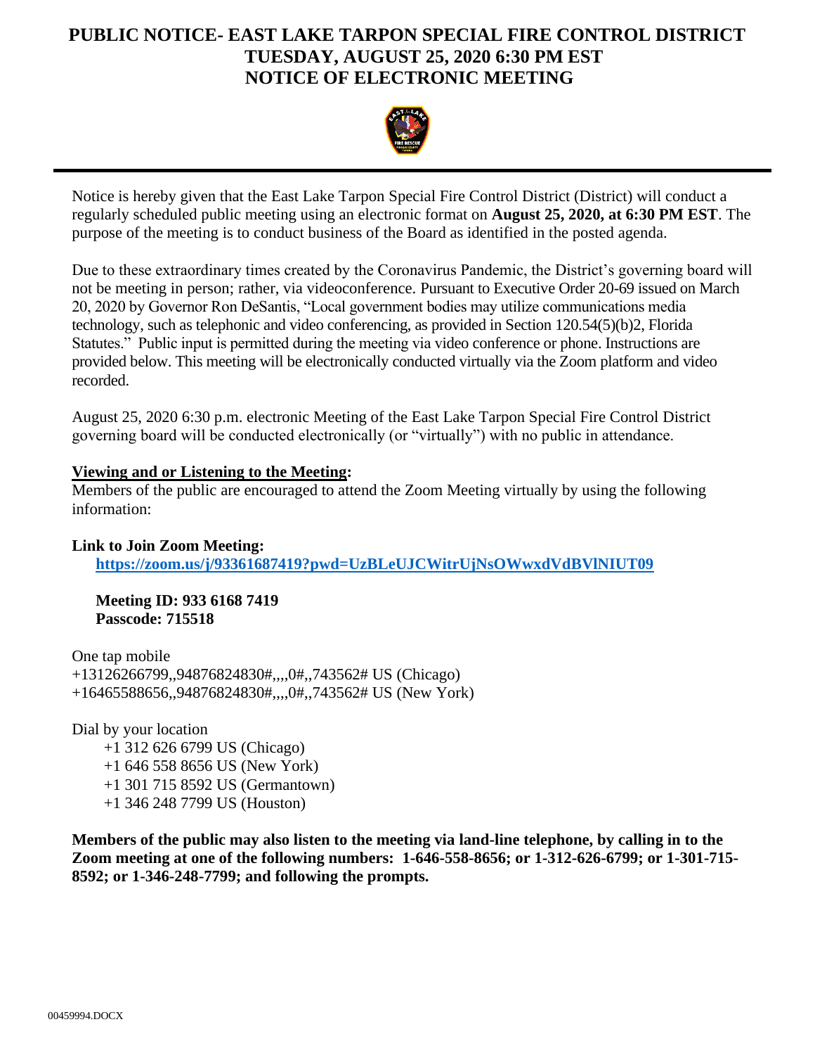# PUBLIC NOTICE- EAST LAKE TARPON SPECIAL FIRE CONTROL DISTRICT
# TUESDAY, AUGUST 25, 2020 6:30 PM EST
# NOTICE OF ELECTRONIC MEETING

Notice is hereby given that the East Lake Tarpon Special Fire Control District (District) will conduct a regularly scheduled public meeting using an electronic format on **August 25, 2020, at 6:30 PM EST**. The purpose of the meeting is to conduct business of the Board as identified in the posted agenda.

Due to these extraordinary times created by the Coronavirus Pandemic, the District's governing board will not be meeting in person; rather, via videoconference. Pursuant to Executive Order 20-69 issued on March 20, 2020 by Governor Ron DeSantis, "Local government bodies may utilize communications media technology, such as telephonic and video conferencing, as provided in Section 120.54(5)(b)2, Florida Statutes." Public input is permitted during the meeting via video conference or phone. Instructions are provided below. This meeting will be electronically conducted virtually via the Zoom platform and video recorded.

August 25, 2020 6:30 p.m. electronic Meeting of the East Lake Tarpon Special Fire Control District governing board will be conducted electronically (or "virtually") with no public in attendance.

**Viewing and or Listening to the Meeting:**

Members of the public are encouraged to attend the Zoom Meeting virtually by using the following information:

**Link to Join Zoom Meeting:**

**https://zoom.us/j/93361687419?pwd=UzBLeUJCWitrUjNsOWwxdVdBVlNIUT09**

**Meeting ID: 933 6168 7419**
**Passcode: 715518**

One tap mobile
+13126266799,,94876824830#,,,,0#,,743562# US (Chicago)
+16465588656,,94876824830#,,,,0#,,743562# US (New York)

Dial by your location
+1 312 626 6799 US (Chicago)
+1 646 558 8656 US (New York)
+1 301 715 8592 US (Germantown)
+1 346 248 7799 US (Houston)

**Members of the public may also listen to the meeting via land-line telephone, by calling in to the Zoom meeting at one of the following numbers: 1-646-558-8656; or 1-312-626-6799; or 1-301-715-8592; or 1-346-248-7799; and following the prompts.**

00459994.DOCX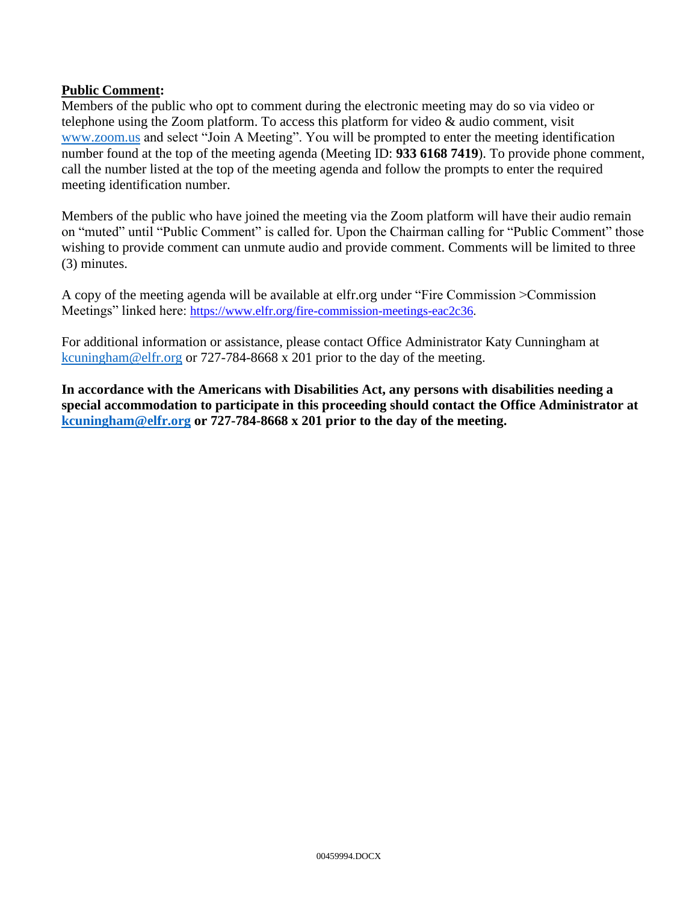**Public Comment:**

Members of the public who opt to comment during the electronic meeting may do so via video or telephone using the Zoom platform. To access this platform for video & audio comment, visit www.zoom.us and select "Join A Meeting". You will be prompted to enter the meeting identification number found at the top of the meeting agenda (Meeting ID: **933 6168 7419**). To provide phone comment, call the number listed at the top of the meeting agenda and follow the prompts to enter the required meeting identification number.

Members of the public who have joined the meeting via the Zoom platform will have their audio remain on "muted" until "Public Comment" is called for. Upon the Chairman calling for "Public Comment" those wishing to provide comment can unmute audio and provide comment. Comments will be limited to three (3) minutes.

A copy of the meeting agenda will be available at elfr.org under "Fire Commission >Commission Meetings" linked here: https://www.elfr.org/fire-commission-meetings-eac2c36.

For additional information or assistance, please contact Office Administrator Katy Cunningham at kcuningham@elfr.org or 727-784-8668 x 201 prior to the day of the meeting.

**In accordance with the Americans with Disabilities Act, any persons with disabilities needing a special accommodation to participate in this proceeding should contact the Office Administrator at kcuningham@elfr.org or 727-784-8668 x 201 prior to the day of the meeting.**

00459994.DOCX